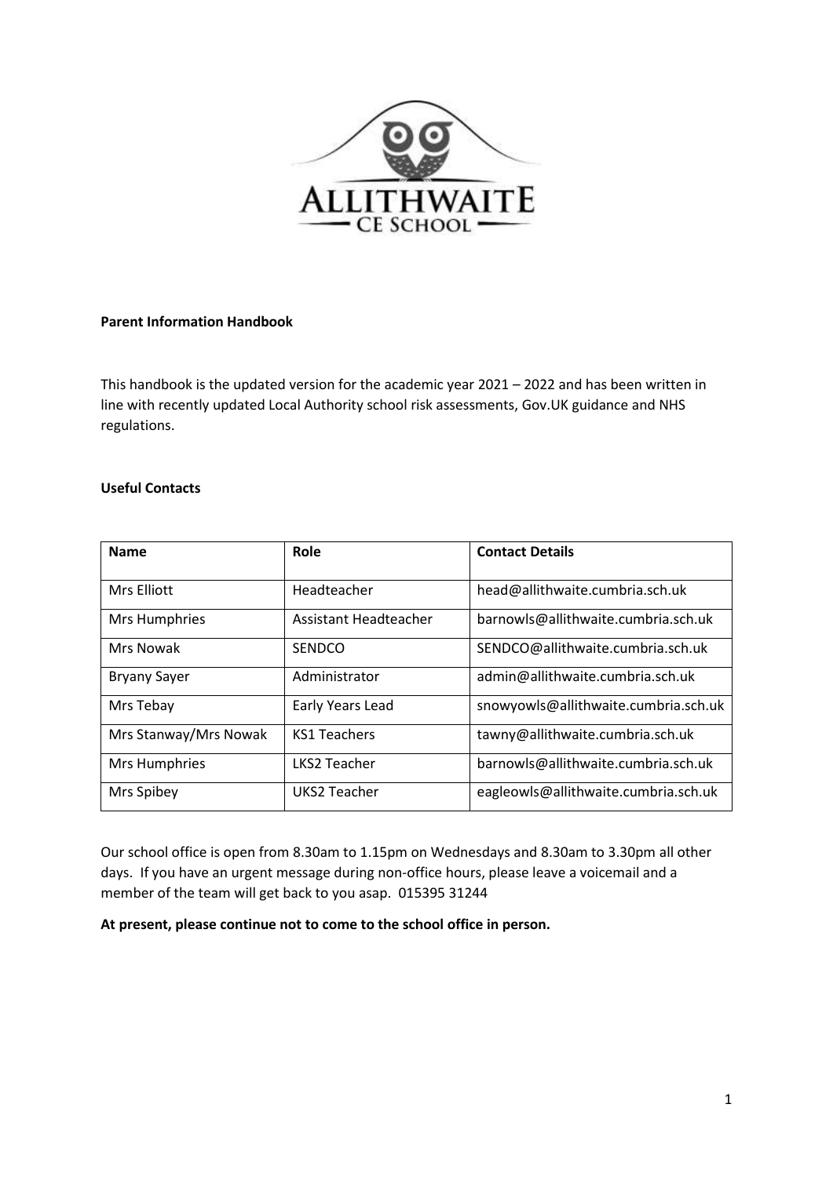**Parent Information Handbook**

This handbook is the updated version for the academic year 2021 – 2022 and has been written in line with recently updated Local Authority school risk assessments, Gov.UK guidance and NHS regulations.

**Useful Contacts**

| Name | Role | Contact Details |
|---|---|---|
| Mrs Elliott | Headteacher | head@allithwaite.cumbria.sch.uk |
| Mrs Humphries | Assistant Headteacher | barnowls@allithwaite.cumbria.sch.uk |
| Mrs Nowak | SENDCO | SENDCO@allithwaite.cumbria.sch.uk |
| Bryany Sayer | Administrator | admin@allithwaite.cumbria.sch.uk |
| Mrs Tebay | Early Years Lead | snowyowls@allithwaite.cumbria.sch.uk |
| Mrs Stanway/Mrs Nowak | KS1 Teachers | tawny@allithwaite.cumbria.sch.uk |
| Mrs Humphries | LKS2 Teacher | barnowls@allithwaite.cumbria.sch.uk |
| Mrs Spibey | UKS2 Teacher | eagleowls@allithwaite.cumbria.sch.uk |

Our school office is open from 8.30am to 1.15pm on Wednesdays and 8.30am to 3.30pm all other days. If you have an urgent message during non-office hours, please leave a voicemail and a member of the team will get back to you asap. 015395 31244

**At present, please continue not to come to the school office in person.**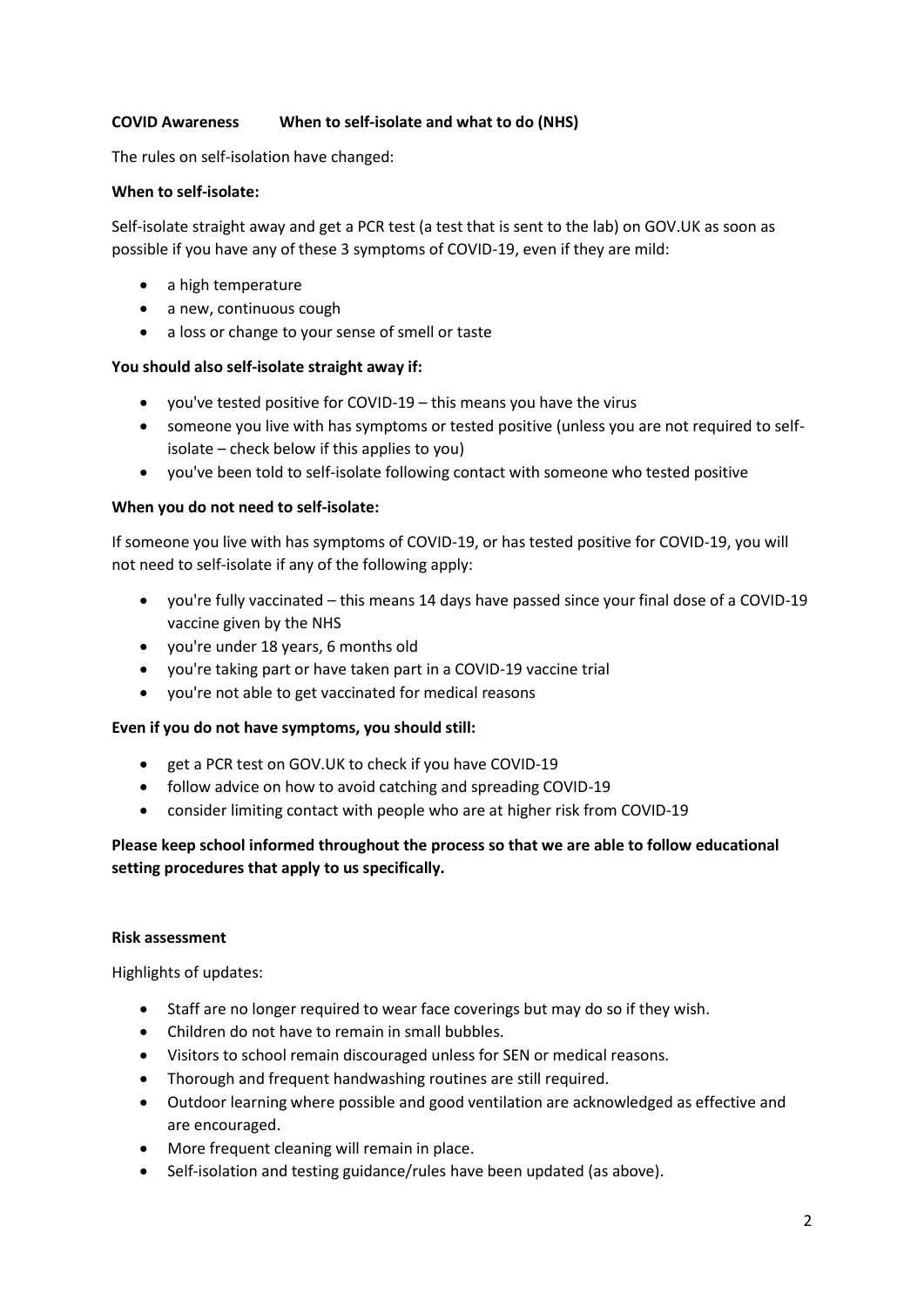**COVID Awareness  When to self-isolate and what to do (NHS)**

The rules on self-isolation have changed:

**When to self-isolate:**

Self-isolate straight away and get a PCR test (a test that is sent to the lab) on GOV.UK as soon as possible if you have any of these 3 symptoms of COVID-19, even if they are mild:

- a high temperature
- a new, continuous cough
- a loss or change to your sense of smell or taste

**You should also self-isolate straight away if:**

- you've tested positive for COVID-19 – this means you have the virus
- someone you live with has symptoms or tested positive (unless you are not required to self-isolate – check below if this applies to you)
- you've been told to self-isolate following contact with someone who tested positive

**When you do not need to self-isolate:**

If someone you live with has symptoms of COVID-19, or has tested positive for COVID-19, you will not need to self-isolate if any of the following apply:

- you're fully vaccinated – this means 14 days have passed since your final dose of a COVID-19 vaccine given by the NHS
- you're under 18 years, 6 months old
- you're taking part or have taken part in a COVID-19 vaccine trial
- you're not able to get vaccinated for medical reasons

**Even if you do not have symptoms, you should still:**

- get a PCR test on GOV.UK to check if you have COVID-19
- follow advice on how to avoid catching and spreading COVID-19
- consider limiting contact with people who are at higher risk from COVID-19

**Please keep school informed throughout the process so that we are able to follow educational setting procedures that apply to us specifically.**

**Risk assessment**

Highlights of updates:

- Staff are no longer required to wear face coverings but may do so if they wish.
- Children do not have to remain in small bubbles.
- Visitors to school remain discouraged unless for SEN or medical reasons.
- Thorough and frequent handwashing routines are still required.
- Outdoor learning where possible and good ventilation are acknowledged as effective and are encouraged.
- More frequent cleaning will remain in place.
- Self-isolation and testing guidance/rules have been updated (as above).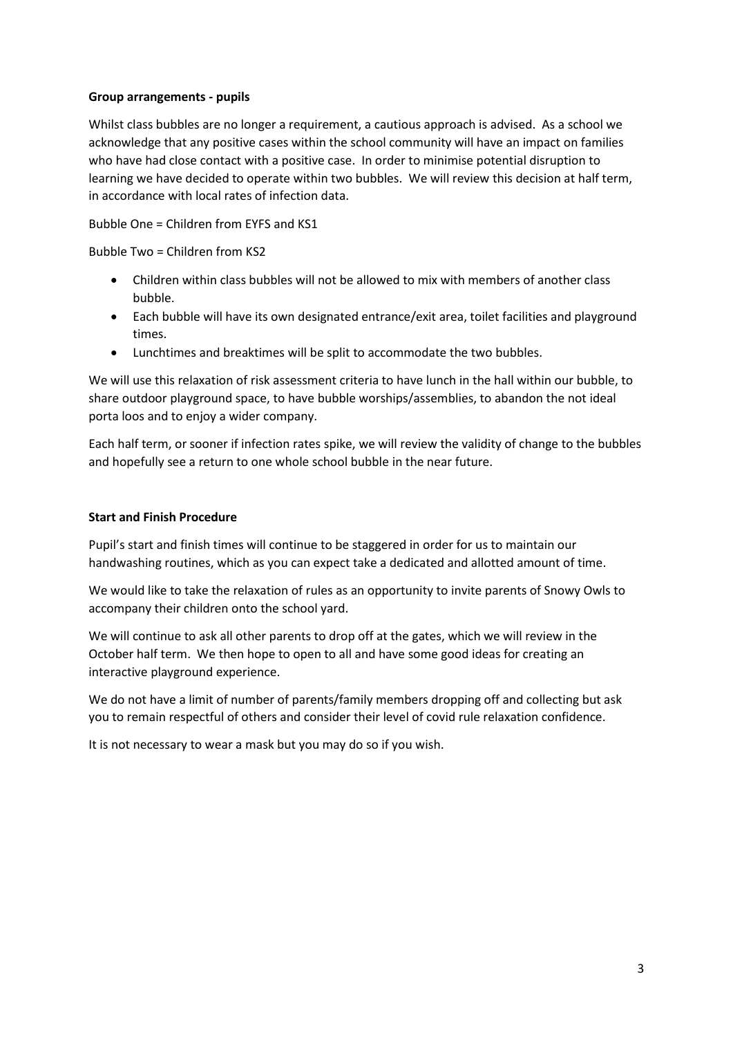**Group arrangements - pupils**

Whilst class bubbles are no longer a requirement, a cautious approach is advised. As a school we acknowledge that any positive cases within the school community will have an impact on families who have had close contact with a positive case. In order to minimise potential disruption to learning we have decided to operate within two bubbles. We will review this decision at half term, in accordance with local rates of infection data.

Bubble One = Children from EYFS and KS1

Bubble Two = Children from KS2

- Children within class bubbles will not be allowed to mix with members of another class bubble.
- Each bubble will have its own designated entrance/exit area, toilet facilities and playground times.
- Lunchtimes and breaktimes will be split to accommodate the two bubbles.

We will use this relaxation of risk assessment criteria to have lunch in the hall within our bubble, to share outdoor playground space, to have bubble worships/assemblies, to abandon the not ideal porta loos and to enjoy a wider company.

Each half term, or sooner if infection rates spike, we will review the validity of change to the bubbles and hopefully see a return to one whole school bubble in the near future.

**Start and Finish Procedure**

Pupil's start and finish times will continue to be staggered in order for us to maintain our handwashing routines, which as you can expect take a dedicated and allotted amount of time.

We would like to take the relaxation of rules as an opportunity to invite parents of Snowy Owls to accompany their children onto the school yard.

We will continue to ask all other parents to drop off at the gates, which we will review in the October half term. We then hope to open to all and have some good ideas for creating an interactive playground experience.

We do not have a limit of number of parents/family members dropping off and collecting but ask you to remain respectful of others and consider their level of covid rule relaxation confidence.

It is not necessary to wear a mask but you may do so if you wish.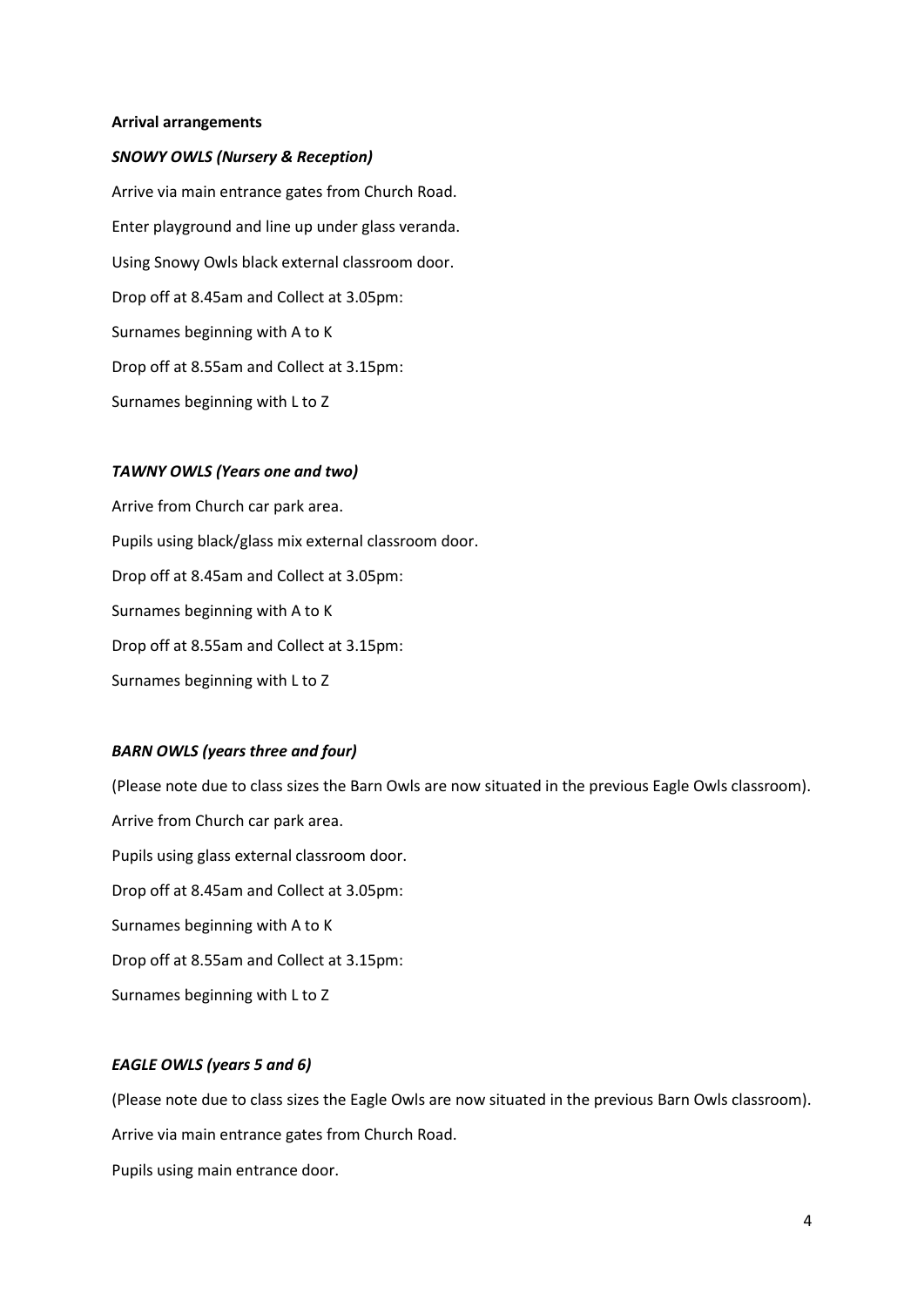**Arrival arrangements**

***SNOWY OWLS (Nursery & Reception)***

Arrive via main entrance gates from Church Road.

Enter playground and line up under glass veranda.

Using Snowy Owls black external classroom door.

Drop off at 8.45am and Collect at 3.05pm:

Surnames beginning with A to K

Drop off at 8.55am and Collect at 3.15pm:

Surnames beginning with L to Z

***TAWNY OWLS (Years one and two)***

Arrive from Church car park area.

Pupils using black/glass mix external classroom door.

Drop off at 8.45am and Collect at 3.05pm:

Surnames beginning with A to K

Drop off at 8.55am and Collect at 3.15pm:

Surnames beginning with L to Z

***BARN OWLS (years three and four)***

(Please note due to class sizes the Barn Owls are now situated in the previous Eagle Owls classroom).

Arrive from Church car park area.

Pupils using glass external classroom door.

Drop off at 8.45am and Collect at 3.05pm:

Surnames beginning with A to K

Drop off at 8.55am and Collect at 3.15pm:

Surnames beginning with L to Z

***EAGLE OWLS (years 5 and 6)***

(Please note due to class sizes the Eagle Owls are now situated in the previous Barn Owls classroom).

Arrive via main entrance gates from Church Road.

Pupils using main entrance door.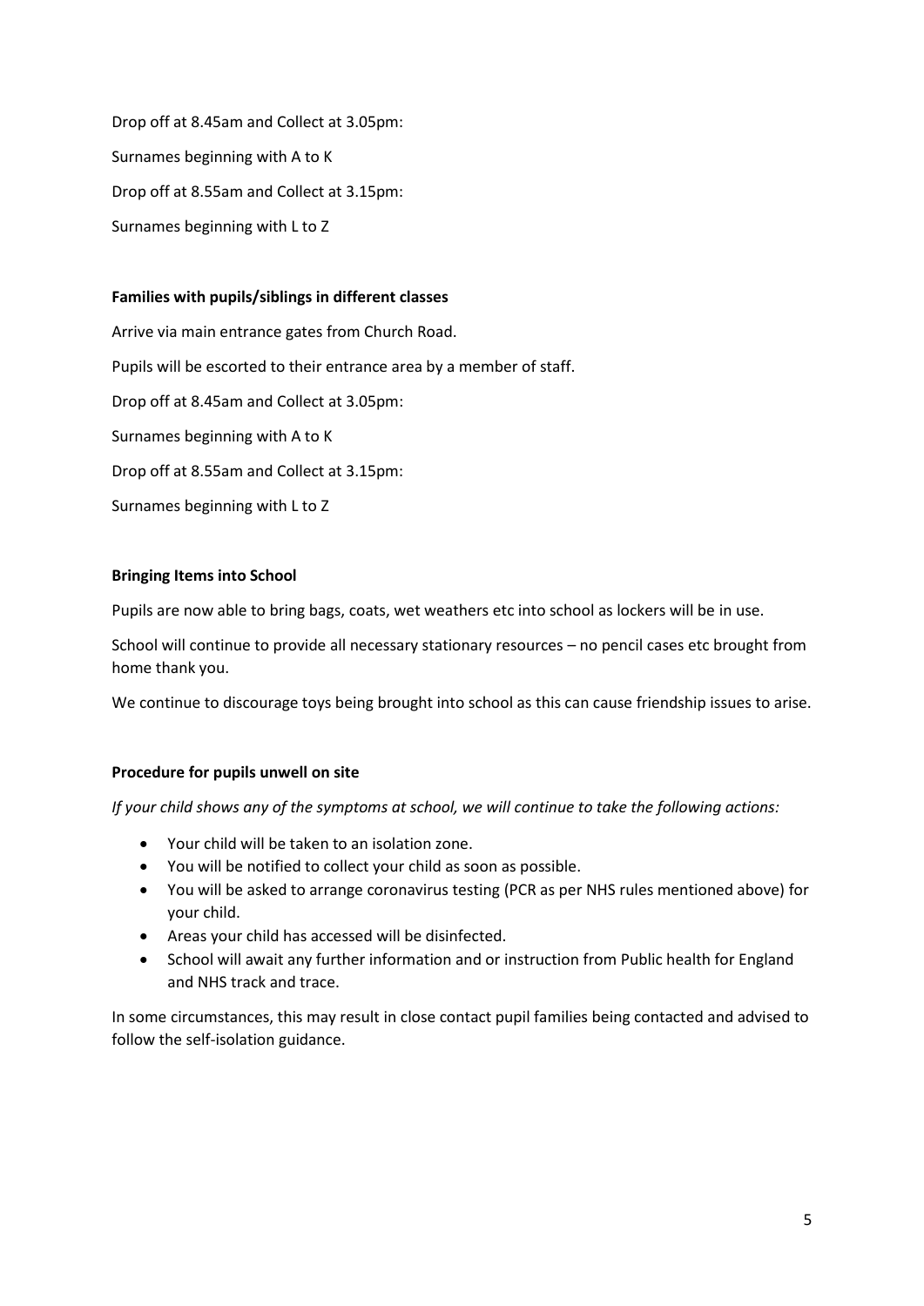Drop off at 8.45am and Collect at 3.05pm:

Surnames beginning with A to K

Drop off at 8.55am and Collect at 3.15pm:

Surnames beginning with L to Z

**Families with pupils/siblings in different classes**

Arrive via main entrance gates from Church Road.

Pupils will be escorted to their entrance area by a member of staff.

Drop off at 8.45am and Collect at 3.05pm:

Surnames beginning with A to K

Drop off at 8.55am and Collect at 3.15pm:

Surnames beginning with L to Z

**Bringing Items into School**

Pupils are now able to bring bags, coats, wet weathers etc into school as lockers will be in use.

School will continue to provide all necessary stationary resources – no pencil cases etc brought from home thank you.

We continue to discourage toys being brought into school as this can cause friendship issues to arise.

**Procedure for pupils unwell on site**

*If your child shows any of the symptoms at school, we will continue to take the following actions:*

- Your child will be taken to an isolation zone.
- You will be notified to collect your child as soon as possible.
- You will be asked to arrange coronavirus testing (PCR as per NHS rules mentioned above) for your child.
- Areas your child has accessed will be disinfected.
- School will await any further information and or instruction from Public health for England and NHS track and trace.

In some circumstances, this may result in close contact pupil families being contacted and advised to follow the self-isolation guidance.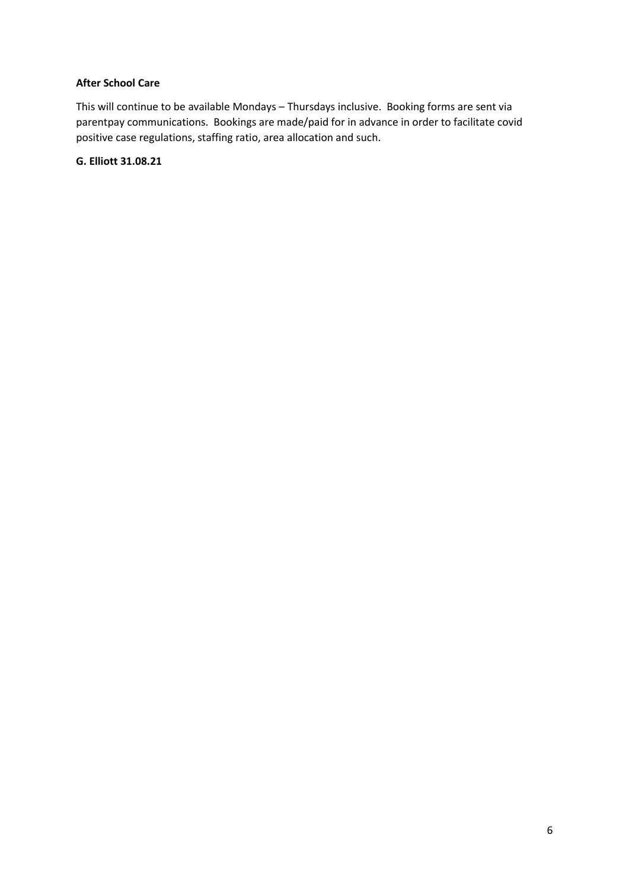**After School Care**

This will continue to be available Mondays – Thursdays inclusive. Booking forms are sent via parentpay communications. Bookings are made/paid for in advance in order to facilitate covid positive case regulations, staffing ratio, area allocation and such.

**G. Elliott 31.08.21**